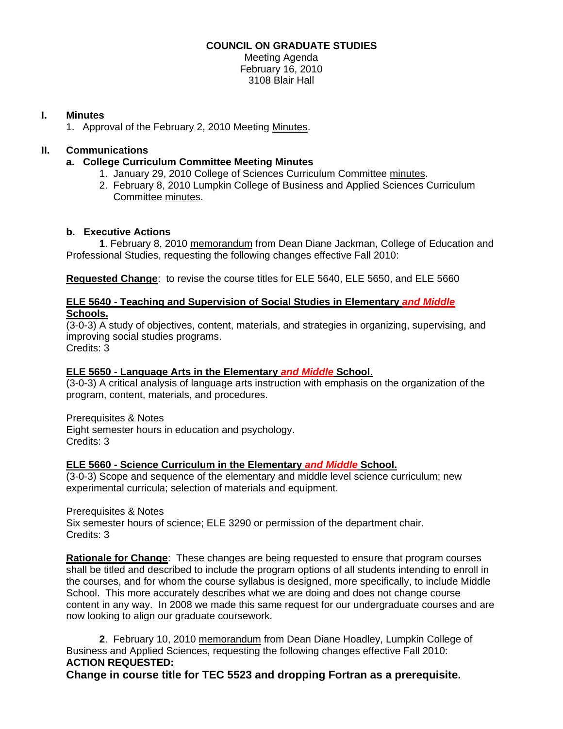**COUNCIL ON GRADUATE STUDIES**

Meeting Agenda
February 16, 2010
3108 Blair Hall

## I. Minutes

1. Approval of the February 2, 2010 Meeting Minutes.

## II. Communications

### a. College Curriculum Committee Meeting Minutes

1. January 29, 2010 College of Sciences Curriculum Committee minutes.
2. February 8, 2010 Lumpkin College of Business and Applied Sciences Curriculum Committee minutes.

### b. Executive Actions

**1**. February 8, 2010 memorandum from Dean Diane Jackman, College of Education and Professional Studies, requesting the following changes effective Fall 2010:

**Requested Change**: to revise the course titles for ELE 5640, ELE 5650, and ELE 5660

**ELE 5640 - Teaching and Supervision of Social Studies in Elementary *and Middle* Schools.**
(3-0-3) A study of objectives, content, materials, and strategies in organizing, supervising, and improving social studies programs.
Credits: 3

**ELE 5650 - Language Arts in the Elementary *and Middle* School.**
(3-0-3) A critical analysis of language arts instruction with emphasis on the organization of the program, content, materials, and procedures.

Prerequisites & Notes
Eight semester hours in education and psychology.
Credits: 3

**ELE 5660 - Science Curriculum in the Elementary *and Middle* School.**
(3-0-3) Scope and sequence of the elementary and middle level science curriculum; new experimental curricula; selection of materials and equipment.

Prerequisites & Notes
Six semester hours of science; ELE 3290 or permission of the department chair.
Credits: 3

**Rationale for Change**: These changes are being requested to ensure that program courses shall be titled and described to include the program options of all students intending to enroll in the courses, and for whom the course syllabus is designed, more specifically, to include Middle School. This more accurately describes what we are doing and does not change course content in any way. In 2008 we made this same request for our undergraduate courses and are now looking to align our graduate coursework.

**2**. February 10, 2010 memorandum from Dean Diane Hoadley, Lumpkin College of Business and Applied Sciences, requesting the following changes effective Fall 2010:
**ACTION REQUESTED:**
**Change in course title for TEC 5523 and dropping Fortran as a prerequisite.**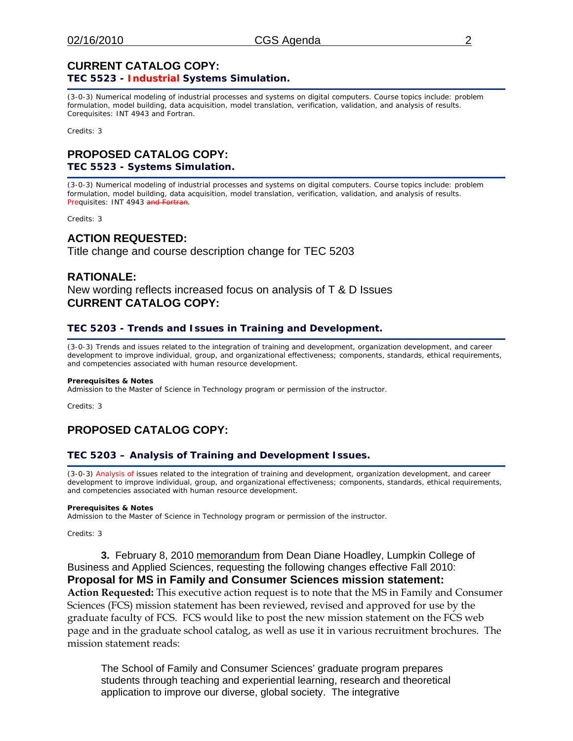## CURRENT CATALOG COPY:

**TEC 5523 - Industrial Systems Simulation.**

(3-0-3) Numerical modeling of industrial processes and systems on digital computers. Course topics include: problem formulation, model building, data acquisition, model translation, verification, validation, and analysis of results. Corequisites: INT 4943 and Fortran.

Credits: 3

## PROPOSED CATALOG COPY:

**TEC 5523 - Systems Simulation.**

(3-0-3) Numerical modeling of industrial processes and systems on digital computers. Course topics include: problem formulation, model building, data acquisition, model translation, verification, validation, and analysis of results. Prequisites: INT 4943 ~~and Fortran~~.

Credits: 3

## ACTION REQUESTED:

Title change and course description change for TEC 5203

## RATIONALE:

New wording reflects increased focus on analysis of T & D Issues

## CURRENT CATALOG COPY:

**TEC 5203 - Trends and Issues in Training and Development.**

(3-0-3) Trends and issues related to the integration of training and development, organization development, and career development to improve individual, group, and organizational effectiveness; components, standards, ethical requirements, and competencies associated with human resource development.

**Prerequisites & Notes**

Admission to the Master of Science in Technology program or permission of the instructor.

Credits: 3

## PROPOSED CATALOG COPY:

**TEC 5203 – Analysis of Training and Development Issues.**

(3-0-3) Analysis of issues related to the integration of training and development, organization development, and career development to improve individual, group, and organizational effectiveness; components, standards, ethical requirements, and competencies associated with human resource development.

**Prerequisites & Notes**

Admission to the Master of Science in Technology program or permission of the instructor.

Credits: 3

**3.** February 8, 2010 memorandum from Dean Diane Hoadley, Lumpkin College of Business and Applied Sciences, requesting the following changes effective Fall 2010:

**Proposal for MS in Family and Consumer Sciences mission statement:**

**Action Requested:** This executive action request is to note that the MS in Family and Consumer Sciences (FCS) mission statement has been reviewed, revised and approved for use by the graduate faculty of FCS. FCS would like to post the new mission statement on the FCS web page and in the graduate school catalog, as well as use it in various recruitment brochures. The mission statement reads:

> The School of Family and Consumer Sciences' graduate program prepares students through teaching and experiential learning, research and theoretical application to improve our diverse, global society. The integrative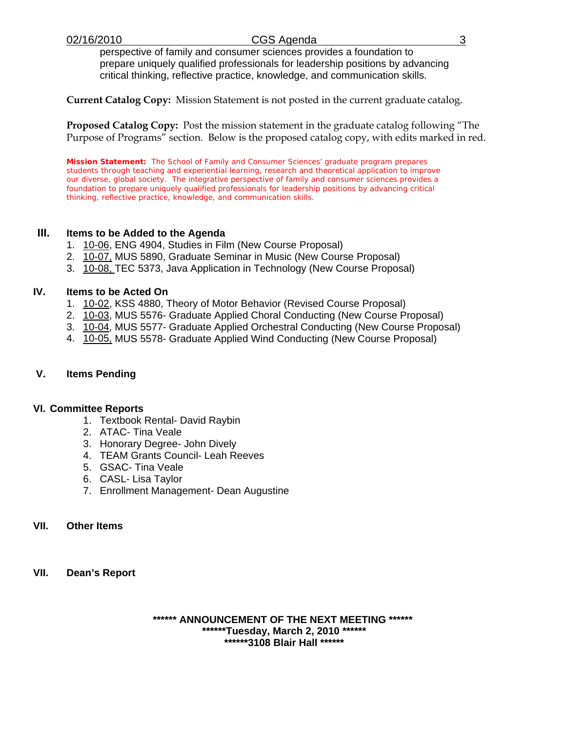perspective of family and consumer sciences provides a foundation to prepare uniquely qualified professionals for leadership positions by advancing critical thinking, reflective practice, knowledge, and communication skills.

**Current Catalog Copy:** Mission Statement is not posted in the current graduate catalog.

**Proposed Catalog Copy:** Post the mission statement in the graduate catalog following "The Purpose of Programs" section. Below is the proposed catalog copy, with edits marked in red.

**Mission Statement:** The School of Family and Consumer Sciences' graduate program prepares students through teaching and experiential learning, research and theoretical application to improve our diverse, global society. The integrative perspective of family and consumer sciences provides a foundation to prepare uniquely qualified professionals for leadership positions by advancing critical thinking, reflective practice, knowledge, and communication skills.

## III. Items to be Added to the Agenda

1. 10-06, ENG 4904, Studies in Film (New Course Proposal)
2. 10-07, MUS 5890, Graduate Seminar in Music (New Course Proposal)
3. 10-08, TEC 5373, Java Application in Technology (New Course Proposal)

## IV. Items to be Acted On

1. 10-02, KSS 4880, Theory of Motor Behavior (Revised Course Proposal)
2. 10-03, MUS 5576- Graduate Applied Choral Conducting (New Course Proposal)
3. 10-04, MUS 5577- Graduate Applied Orchestral Conducting (New Course Proposal)
4. 10-05, MUS 5578- Graduate Applied Wind Conducting (New Course Proposal)

## V. Items Pending

## VI. Committee Reports

1. Textbook Rental- David Raybin
2. ATAC- Tina Veale
3. Honorary Degree- John Dively
4. TEAM Grants Council- Leah Reeves
5. GSAC- Tina Veale
6. CASL- Lisa Taylor
7. Enrollment Management- Dean Augustine

## VII. Other Items

## VII. Dean's Report

**\*\*\*\*\*\* ANNOUNCEMENT OF THE NEXT MEETING \*\*\*\*\*\***
**\*\*\*\*\*\*Tuesday, March 2, 2010 \*\*\*\*\*\***
**\*\*\*\*\*\*3108 Blair Hall \*\*\*\*\*\***